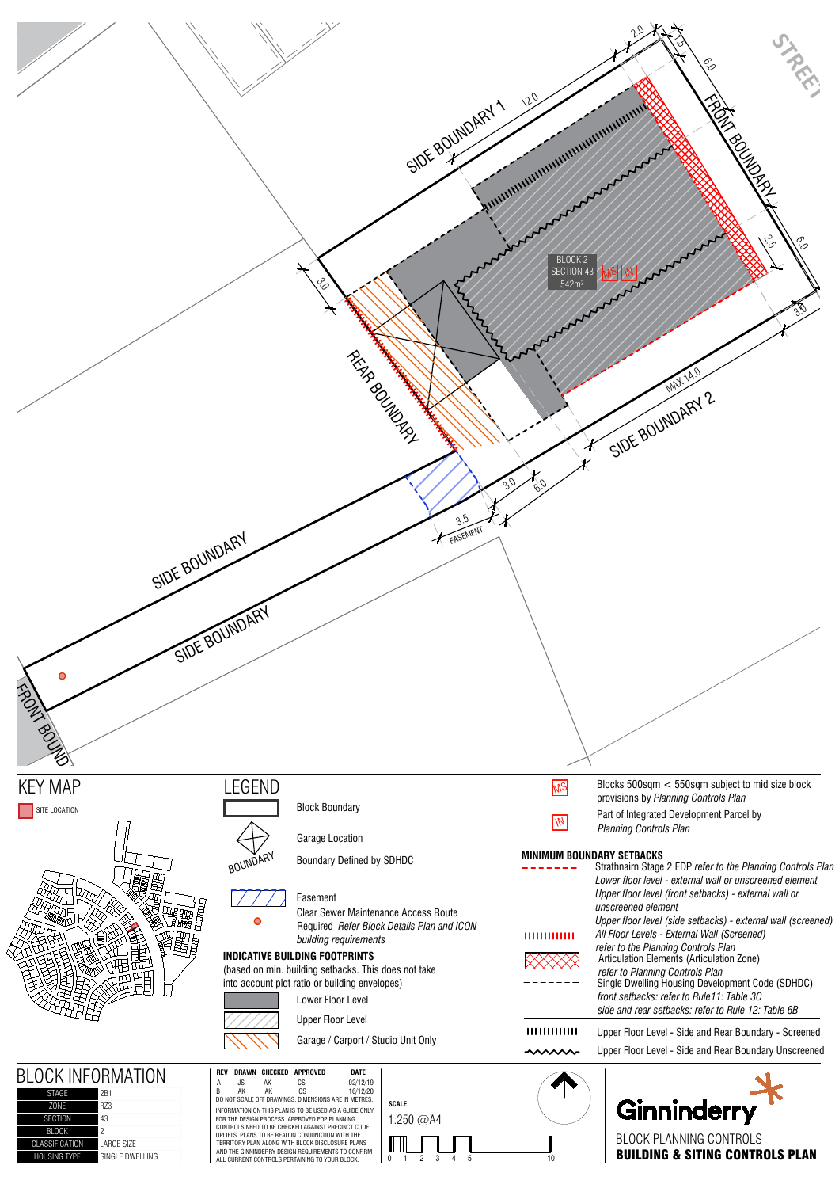STREET

FRONT BOUNDARY

SIDE BOUNDARY 1

12.0

2.0

1.5

6.0

2.5

6.0

3.0

3.0

BLOCK 2
SECTION 43
542m²

MS IN

REAR BOUNDARY

SIDE BOUNDARY 2

MAX 14.0

3.0

6.0

3.5
EASEMENT

SIDE BOUNDARY

SIDE BOUNDARY

FRONT BOUND

## KEY MAP

SITE LOCATION

## LEGEND

Block Boundary

Garage Location

Boundary Defined by SDHDC

Easement

Clear Sewer Maintenance Access Route Required *Refer Block Details Plan and ICON building requirements*

### INDICATIVE BUILDING FOOTPRINTS

(based on min. building setbacks. This does not take into account plot ratio or building envelopes)

Lower Floor Level

Upper Floor Level

Garage / Carport / Studio Unit Only

MS — Blocks 500sqm < 550sqm subject to mid size block provisions by *Planning Controls Plan*

IN — Part of Integrated Development Parcel by *Planning Controls Plan*

### MINIMUM BOUNDARY SETBACKS

Strathnairn Stage 2 EDP *refer to the Planning Controls Plan*
*Lower floor level - external wall or unscreened element*
*Upper floor level (front setbacks) - external wall or unscreened element*
*Upper floor level (side setbacks) - external wall (screened)*

*All Floor Levels - External Wall (Screened)*
*refer to the Planning Controls Plan*

Articulation Elements (Articulation Zone)
*refer to Planning Controls Plan*

Single Dwelling Housing Development Code (SDHDC)
*front setbacks: refer to Rule11: Table 3C*
*side and rear setbacks: refer to Rule 12: Table 6B*

Upper Floor Level - Side and Rear Boundary - Screened

Upper Floor Level - Side and Rear Boundary Unscreened

## BLOCK INFORMATION

| | |
|---|---|
| STAGE | 2B1 |
| ZONE | RZ3 |
| SECTION | 43 |
| BLOCK | 2 |
| CLASSIFICATION | LARGE SIZE |
| HOUSING TYPE | SINGLE DWELLING |

| REV | DRAWN | CHECKED | APPROVED | DATE |
|---|---|---|---|---|
| A | JS | AK | CS | 02/12/19 |
| B | AK | AK | CS | 16/12/20 |

DO NOT SCALE OFF DRAWINGS. DIMENSIONS ARE IN METRES.

INFORMATION ON THIS PLAN IS TO BE USED AS A GUIDE ONLY FOR THE DESIGN PROCESS. APPROVED EDP PLANNING CONTROLS NEED TO BE CHECKED AGAINST PRECINCT CODE UPLIFTS. PLANS TO BE READ IN CONJUNCTION WITH THE TERRITORY PLAN ALONG WITH BLOCK DISCLOSURE PLANS AND THE GINNINDERRY DESIGN REQUIREMENTS TO CONFIRM ALL CURRENT CONTROLS PERTAINING TO YOUR BLOCK.

SCALE
1:250 @A4

0 1 2 3 4 5 10

Ginninderry

BLOCK PLANNING CONTROLS
**BUILDING & SITING CONTROLS PLAN**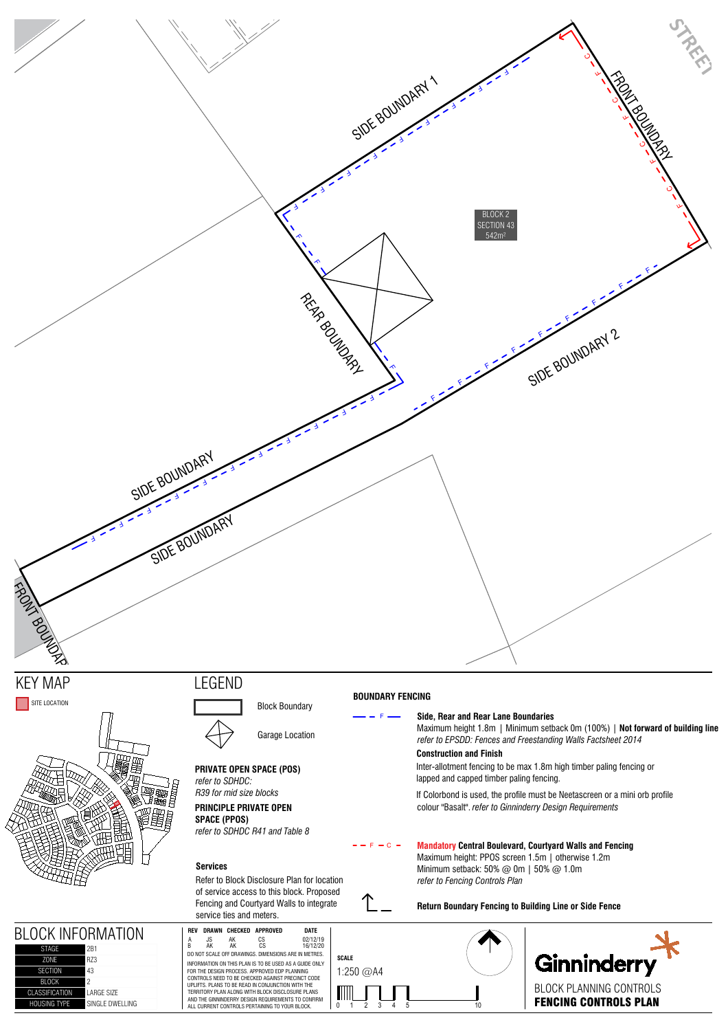STREET

FRONT BOUNDARY

SIDE BOUNDARY 1

BLOCK 2
SECTION 43
542m²

REAR BOUNDARY

SIDE BOUNDARY 2

SIDE BOUNDARY

SIDE BOUNDARY

FRONT BOUNDARY

## KEY MAP

SITE LOCATION

## LEGEND

Block Boundary

Garage Location

**PRIVATE OPEN SPACE (POS)**
*refer to SDHDC:*
*R39 for mid size blocks*

**PRINCIPLE PRIVATE OPEN SPACE (PPOS)**
*refer to SDHDC R41 and Table 8*

**Services**

Refer to Block Disclosure Plan for location of service access to this block. Proposed Fencing and Courtyard Walls to integrate service ties and meters.

**BOUNDARY FENCING**

**Side, Rear and Rear Lane Boundaries**
Maximum height 1.8m | Minimum setback 0m (100%) | **Not forward of building line**
*refer to EPSDD: Fences and Freestanding Walls Factsheet 2014*

**Construction and Finish**
Inter-allotment fencing to be max 1.8m high timber paling fencing or lapped and capped timber paling fencing.

If Colorbond is used, the profile must be Neetascreen or a mini orb profile colour "Basalt". *refer to Ginninderry Design Requirements*

**Mandatory Central Boulevard, Courtyard Walls and Fencing**
Maximum height: PPOS screen 1.5m | otherwise 1.2m
Minimum setback: 50% @ 0m | 50% @ 1.0m
*refer to Fencing Controls Plan*

**Return Boundary Fencing to Building Line or Side Fence**

## BLOCK INFORMATION

| | |
|---|---|
| STAGE | 2B1 |
| ZONE | RZ3 |
| SECTION | 43 |
| BLOCK | 2 |
| CLASSIFICATION | LARGE SIZE |
| HOUSING TYPE | SINGLE DWELLING |

| REV | DRAWN | CHECKED | APPROVED | DATE |
|---|---|---|---|---|
| A | JS | AK | CS | 02/12/19 |
| B | AK | AK | CS | 16/12/20 |

DO NOT SCALE OFF DRAWINGS. DIMENSIONS ARE IN METRES.

INFORMATION ON THIS PLAN IS TO BE USED AS A GUIDE ONLY FOR THE DESIGN PROCESS. APPROVED EDP PLANNING CONTROLS NEED TO BE CHECKED AGAINST PRECINCT CODE UPLIFTS. PLANS TO BE READ IN CONJUNCTION WITH THE TERRITORY PLAN ALONG WITH BLOCK DISCLOSURE PLANS AND THE GINNINDERRY DESIGN REQUIREMENTS TO CONFIRM ALL CURRENT CONTROLS PERTAINING TO YOUR BLOCK.

**SCALE**
1:250 @A4

0 1 2 3 4 5 10

Ginninderry

BLOCK PLANNING CONTROLS
**FENCING CONTROLS PLAN**